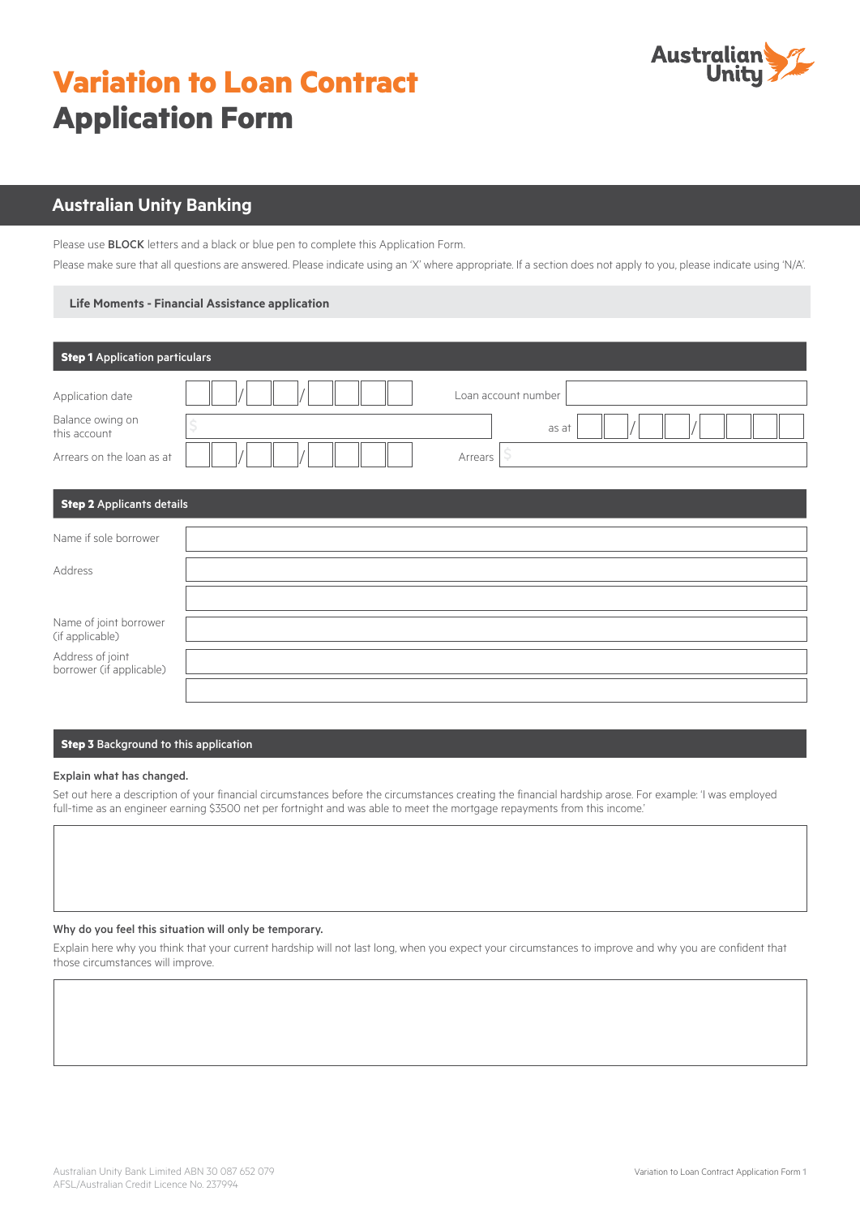# Variation to Loan Contract Application Form

## Australian Unity Banking

Please use **BLOCK** letters and a black or blue pen to complete this Application Form.

Please make sure that all questions are answered. Please indicate using an 'X' where appropriate. If a section does not apply to you, please indicate using 'N/A'.

### Life Moments - Financial Assistance application

### Step 1 Application particulars

| | | | |
|---|---|---|---|
| Application date | / / | Loan account number | |
| Balance owing on this account | $ | as at | / / |
| Arrears on the loan as at | / / | Arrears | $ |

### Step 2 Applicants details

| | |
|---|---|
| Name if sole borrower | |
| Address | |
| | |
| Name of joint borrower (if applicable) | |
| Address of joint borrower (if applicable) | |
| | |

### Step 3 Background to this application

**Explain what has changed.**

Set out here a description of your financial circumstances before the circumstances creating the financial hardship arose. For example: 'I was employed full-time as an engineer earning $3500 net per fortnight and was able to meet the mortgage repayments from this income.'

**Why do you feel this situation will only be temporary.**

Explain here why you think that your current hardship will not last long, when you expect your circumstances to improve and why you are confident that those circumstances will improve.

Australian Unity Bank Limited ABN 30 087 652 079
AFSL/Australian Credit Licence No. 237994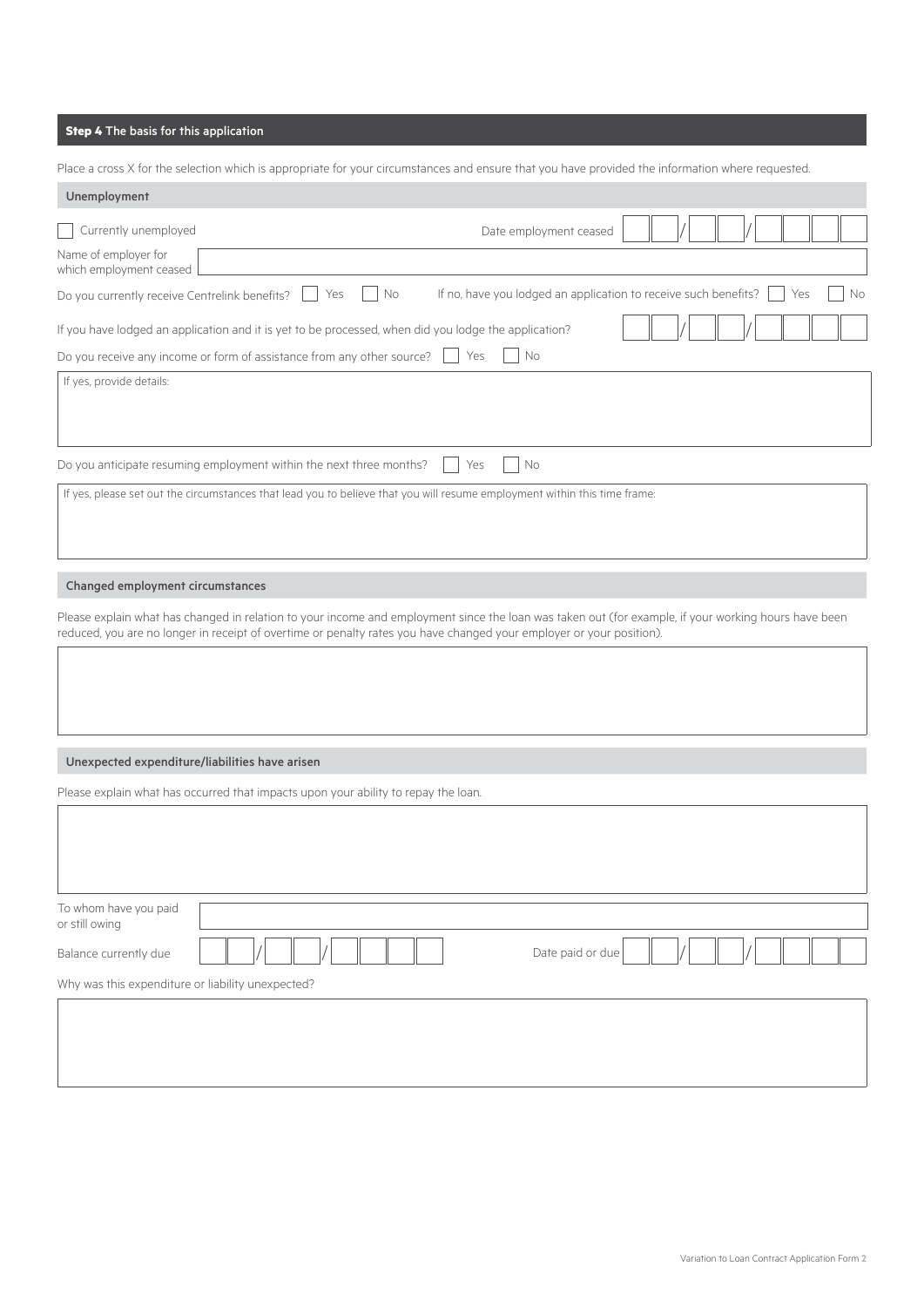## Step 4 The basis for this application

Place a cross X for the selection which is appropriate for your circumstances and ensure that you have provided the information where requested.

### Unemployment

☐ Currently unemployed

Date employment ceased __ __ / __ __ / __ __ __ __

Name of employer for which employment ceased

Do you currently receive Centrelink benefits? ☐ Yes ☐ No

If no, have you lodged an application to receive such benefits? ☐ Yes ☐ No

If you have lodged an application and it is yet to be processed, when did you lodge the application? __ __ / __ __ / __ __ __ __

Do you receive any income or form of assistance from any other source? ☐ Yes ☐ No

If yes, provide details:

Do you anticipate resuming employment within the next three months? ☐ Yes ☐ No

If yes, please set out the circumstances that lead you to believe that you will resume employment within this time frame:

### Changed employment circumstances

Please explain what has changed in relation to your income and employment since the loan was taken out (for example, if your working hours have been reduced, you are no longer in receipt of overtime or penalty rates you have changed your employer or your position).

### Unexpected expenditure/liabilities have arisen

Please explain what has occurred that impacts upon your ability to repay the loan.

To whom have you paid or still owing

Balance currently due __ __ / __ __ / __ __ __ __

Date paid or due __ __ / __ __ / __ __ __ __

Why was this expenditure or liability unexpected?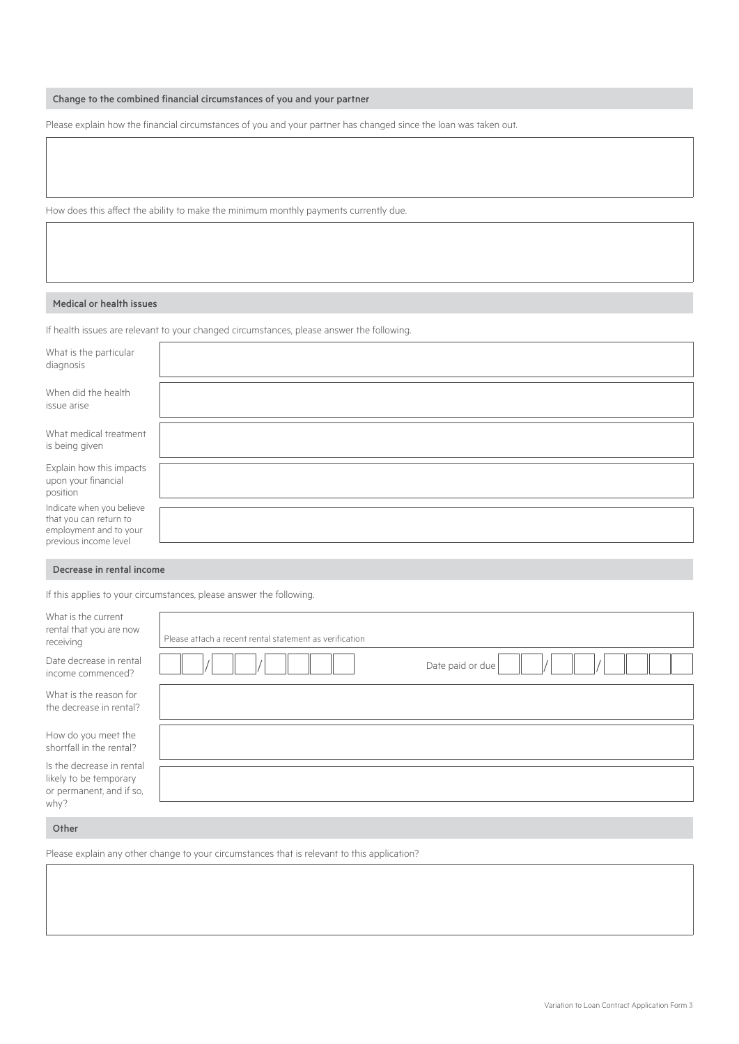## Change to the combined financial circumstances of you and your partner

Please explain how the financial circumstances of you and your partner has changed since the loan was taken out.

How does this affect the ability to make the minimum monthly payments currently due.

## Medical or health issues

If health issues are relevant to your changed circumstances, please answer the following.

| | |
|---|---|
| What is the particular diagnosis | |
| When did the health issue arise | |
| What medical treatment is being given | |
| Explain how this impacts upon your financial position | |
| Indicate when you believe that you can return to employment and to your previous income level | |

## Decrease in rental income

If this applies to your circumstances, please answer the following.

| | |
|---|---|
| What is the current rental that you are now receiving | Please attach a recent rental statement as verification |
| Date decrease in rental income commenced? | / / Date paid or due / / |
| What is the reason for the decrease in rental? | |
| How do you meet the shortfall in the rental? | |
| Is the decrease in rental likely to be temporary or permanent, and if so, why? | |

## Other

Please explain any other change to your circumstances that is relevant to this application?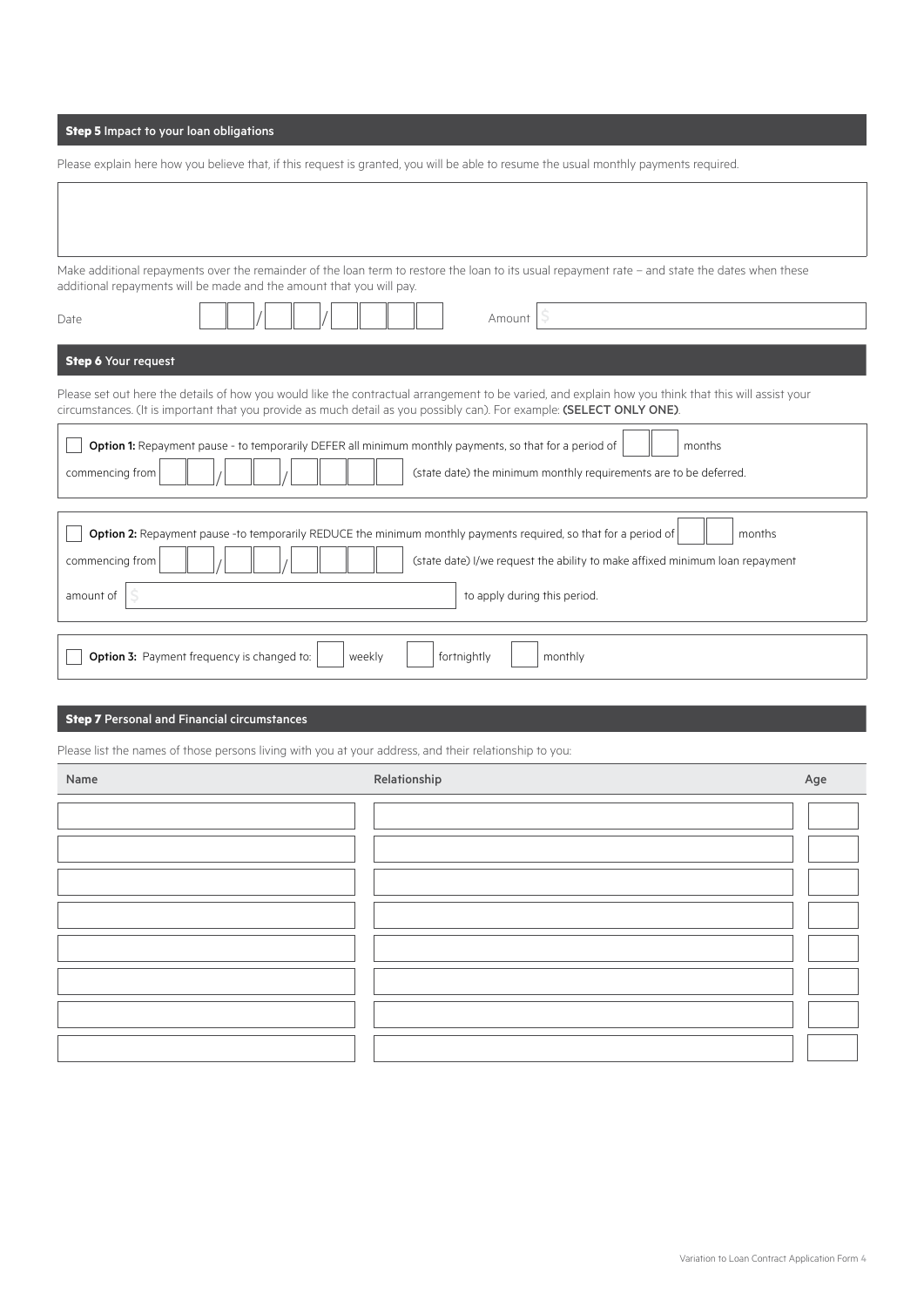## **Step 5** Impact to your loan obligations

Please explain here how you believe that, if this request is granted, you will be able to resume the usual monthly payments required.

Make additional repayments over the remainder of the loan term to restore the loan to its usual repayment rate – and state the dates when these additional repayments will be made and the amount that you will pay.

Date ___ / ___ / _____ Amount $

## **Step 6** Your request

Please set out here the details of how you would like the contractual arrangement to be varied, and explain how you think that this will assist your circumstances. (It is important that you provide as much detail as you possibly can). For example: **(SELECT ONLY ONE)**.

☐ **Option 1:** Repayment pause - to temporarily DEFER all minimum monthly payments, so that for a period of ___ months commencing from ___ / ___ / _____ (state date) the minimum monthly requirements are to be deferred.

☐ **Option 2:** Repayment pause -to temporarily REDUCE the minimum monthly payments required, so that for a period of ___ months commencing from ___ / ___ / _____ (state date) I/we request the ability to make affixed minimum loan repayment amount of $ ___ to apply during this period.

☐ **Option 3:** Payment frequency is changed to: ☐ weekly ☐ fortnightly ☐ monthly

## **Step 7** Personal and Financial circumstances

Please list the names of those persons living with you at your address, and their relationship to you:

| Name | Relationship | Age |
|---|---|---|
| | | |
| | | |
| | | |
| | | |
| | | |
| | | |
| | | |
| | | |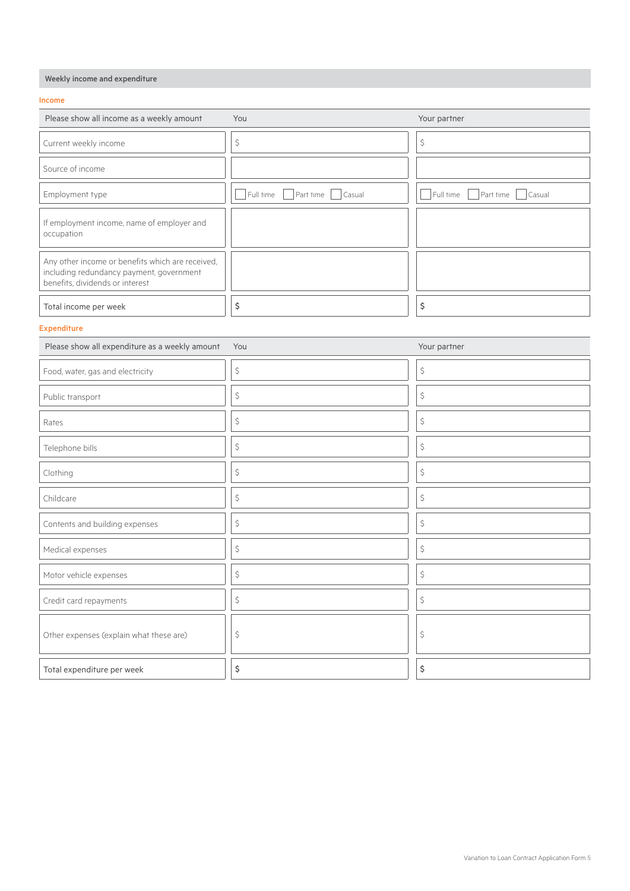## Weekly income and expenditure

### Income

| Please show all income as a weekly amount | You | Your partner |
|---|---|---|
| Current weekly income | $ | $ |
| Source of income | | |
| Employment type | ☐ Full time ☐ Part time ☐ Casual | ☐ Full time ☐ Part time ☐ Casual |
| If employment income, name of employer and occupation | | |
| Any other income or benefits which are received, including redundancy payment, government benefits, dividends or interest | | |
| **Total income per week** | **$** | **$** |

### Expenditure

| Please show all expenditure as a weekly amount | You | Your partner |
|---|---|---|
| Food, water, gas and electricity | $ | $ |
| Public transport | $ | $ |
| Rates | $ | $ |
| Telephone bills | $ | $ |
| Clothing | $ | $ |
| Childcare | $ | $ |
| Contents and building expenses | $ | $ |
| Medical expenses | $ | $ |
| Motor vehicle expenses | $ | $ |
| Credit card repayments | $ | $ |
| Other expenses (explain what these are) | $ | $ |
| **Total expenditure per week** | **$** | **$** |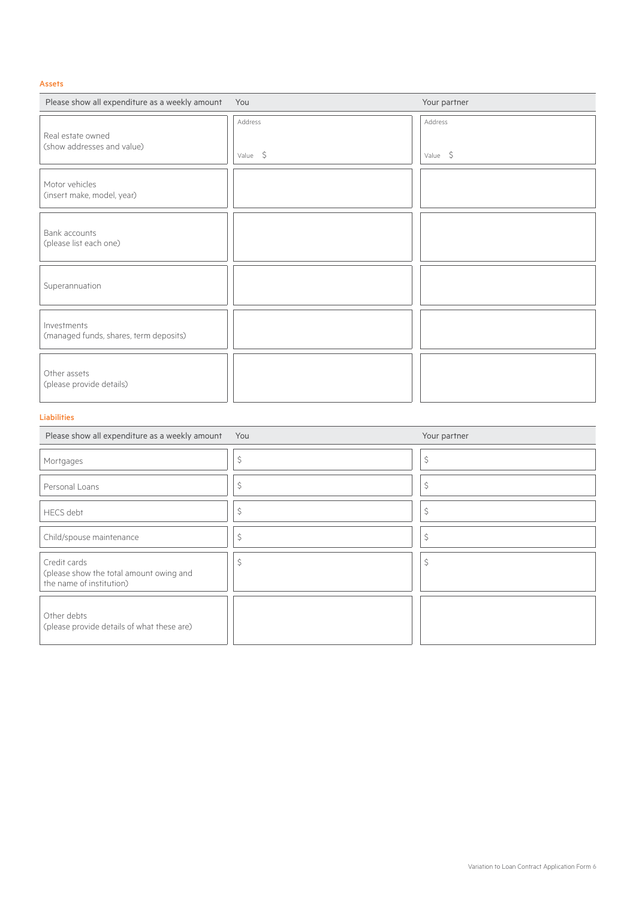## Assets

| Please show all expenditure as a weekly amount | You | Your partner |
|---|---|---|
| Real estate owned (show addresses and value) | Address<br><br>Value $ | Address<br><br>Value $ |
| Motor vehicles (insert make, model, year) | | |
| Bank accounts (please list each one) | | |
| Superannuation | | |
| Investments (managed funds, shares, term deposits) | | |
| Other assets (please provide details) | | |

## Liabilities

| Please show all expenditure as a weekly amount | You | Your partner |
|---|---|---|
| Mortgages | $ | $ |
| Personal Loans | $ | $ |
| HECS debt | $ | $ |
| Child/spouse maintenance | $ | $ |
| Credit cards (please show the total amount owing and the name of institution) | $ | $ |
| Other debts (please provide details of what these are) | | |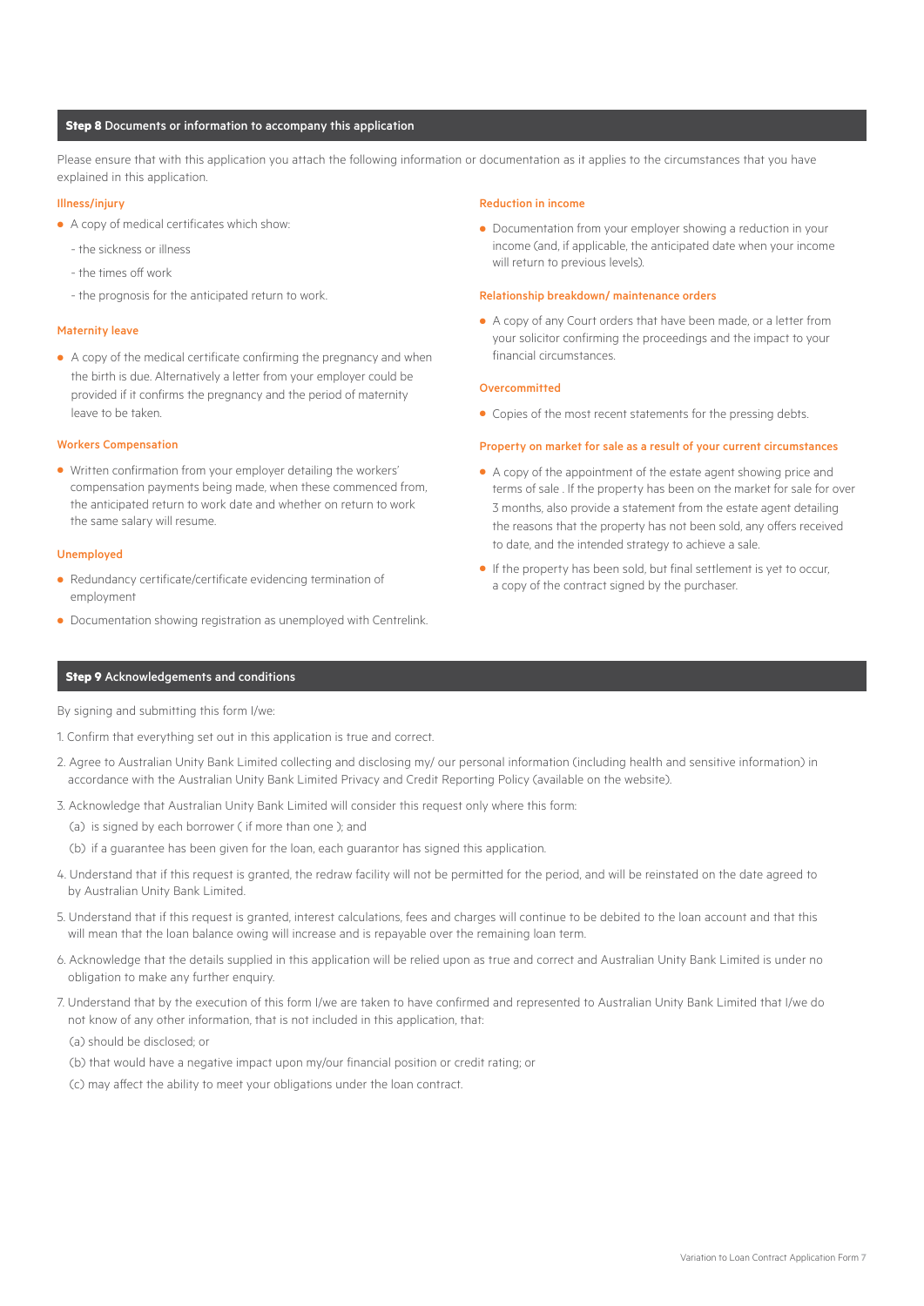## **Step 8** Documents or information to accompany this application

Please ensure that with this application you attach the following information or documentation as it applies to the circumstances that you have explained in this application.

### Illness/injury

- A copy of medical certificates which show:
  - the sickness or illness
  - the times off work
  - the prognosis for the anticipated return to work.

### Maternity leave

- A copy of the medical certificate confirming the pregnancy and when the birth is due. Alternatively a letter from your employer could be provided if it confirms the pregnancy and the period of maternity leave to be taken.

### Workers Compensation

- Written confirmation from your employer detailing the workers' compensation payments being made, when these commenced from, the anticipated return to work date and whether on return to work the same salary will resume.

### Unemployed

- Redundancy certificate/certificate evidencing termination of employment
- Documentation showing registration as unemployed with Centrelink.

### Reduction in income

- Documentation from your employer showing a reduction in your income (and, if applicable, the anticipated date when your income will return to previous levels).

### Relationship breakdown/ maintenance orders

- A copy of any Court orders that have been made, or a letter from your solicitor confirming the proceedings and the impact to your financial circumstances.

### Overcommitted

- Copies of the most recent statements for the pressing debts.

### Property on market for sale as a result of your current circumstances

- A copy of the appointment of the estate agent showing price and terms of sale . If the property has been on the market for sale for over 3 months, also provide a statement from the estate agent detailing the reasons that the property has not been sold, any offers received to date, and the intended strategy to achieve a sale.
- If the property has been sold, but final settlement is yet to occur, a copy of the contract signed by the purchaser.

## **Step 9** Acknowledgements and conditions

By signing and submitting this form I/we:

1. Confirm that everything set out in this application is true and correct.
2. Agree to Australian Unity Bank Limited collecting and disclosing my/ our personal information (including health and sensitive information) in accordance with the Australian Unity Bank Limited Privacy and Credit Reporting Policy (available on the website).
3. Acknowledge that Australian Unity Bank Limited will consider this request only where this form:
   (a) is signed by each borrower ( if more than one ); and
   (b) if a guarantee has been given for the loan, each guarantor has signed this application.
4. Understand that if this request is granted, the redraw facility will not be permitted for the period, and will be reinstated on the date agreed to by Australian Unity Bank Limited.
5. Understand that if this request is granted, interest calculations, fees and charges will continue to be debited to the loan account and that this will mean that the loan balance owing will increase and is repayable over the remaining loan term.
6. Acknowledge that the details supplied in this application will be relied upon as true and correct and Australian Unity Bank Limited is under no obligation to make any further enquiry.
7. Understand that by the execution of this form I/we are taken to have confirmed and represented to Australian Unity Bank Limited that I/we do not know of any other information, that is not included in this application, that:
   (a) should be disclosed; or
   (b) that would have a negative impact upon my/our financial position or credit rating; or
   (c) may affect the ability to meet your obligations under the loan contract.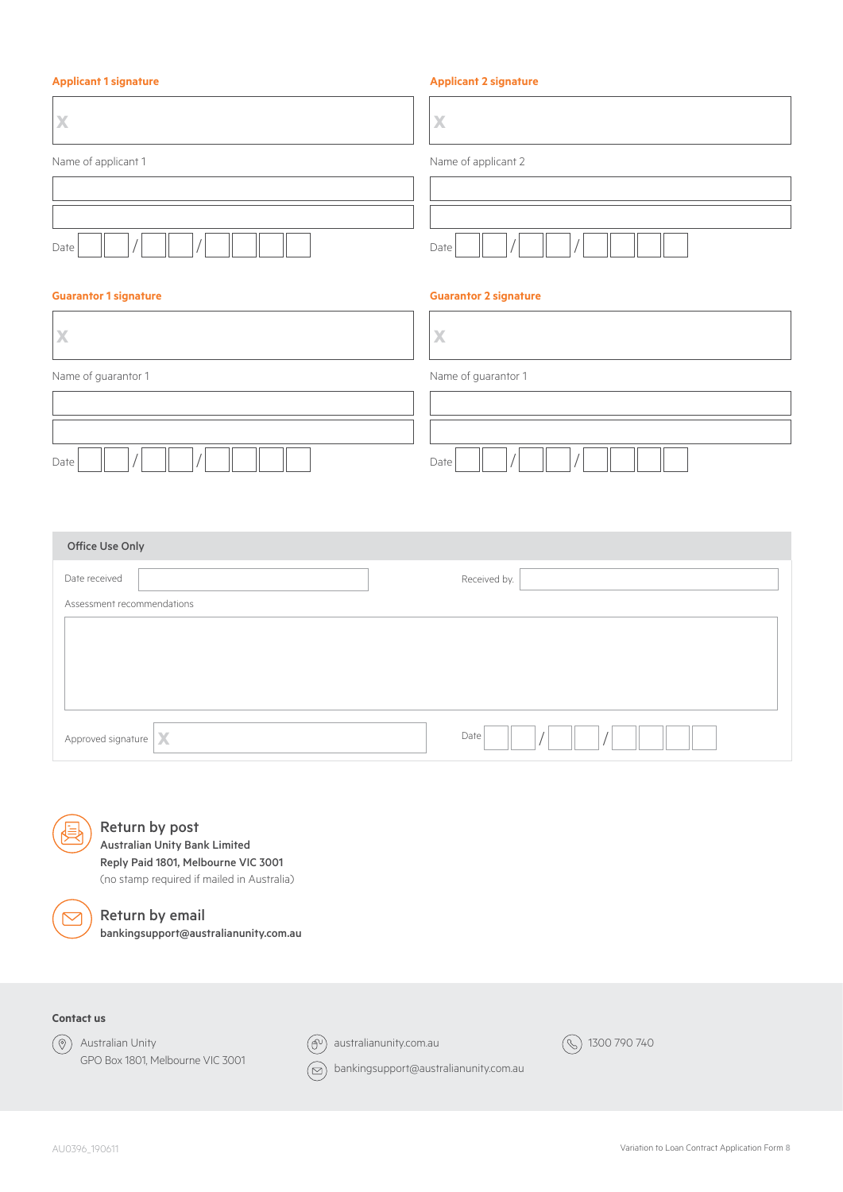**Applicant 1 signature**

X

Name of applicant 1

Date ___ ___ / ___ ___ / ___ ___ ___ ___

**Applicant 2 signature**

X

Name of applicant 2

Date ___ ___ / ___ ___ / ___ ___ ___ ___

**Guarantor 1 signature**

X

Name of guarantor 1

Date ___ ___ / ___ ___ / ___ ___ ___ ___

**Guarantor 2 signature**

X

Name of guarantor 1

Date ___ ___ / ___ ___ / ___ ___ ___ ___

**Office Use Only**

Date received

Received by

Assessment recommendations

Approved signature X

Date ___ ___ / ___ ___ / ___ ___ ___ ___

## Return by post

**Australian Unity Bank Limited**
**Reply Paid 1801, Melbourne VIC 3001**
(no stamp required if mailed in Australia)

## Return by email

**bankingsupport@australianunity.com.au**

**Contact us**

Australian Unity
GPO Box 1801, Melbourne VIC 3001

australianunity.com.au

bankingsupport@australianunity.com.au

1300 790 740

AU0396_190611